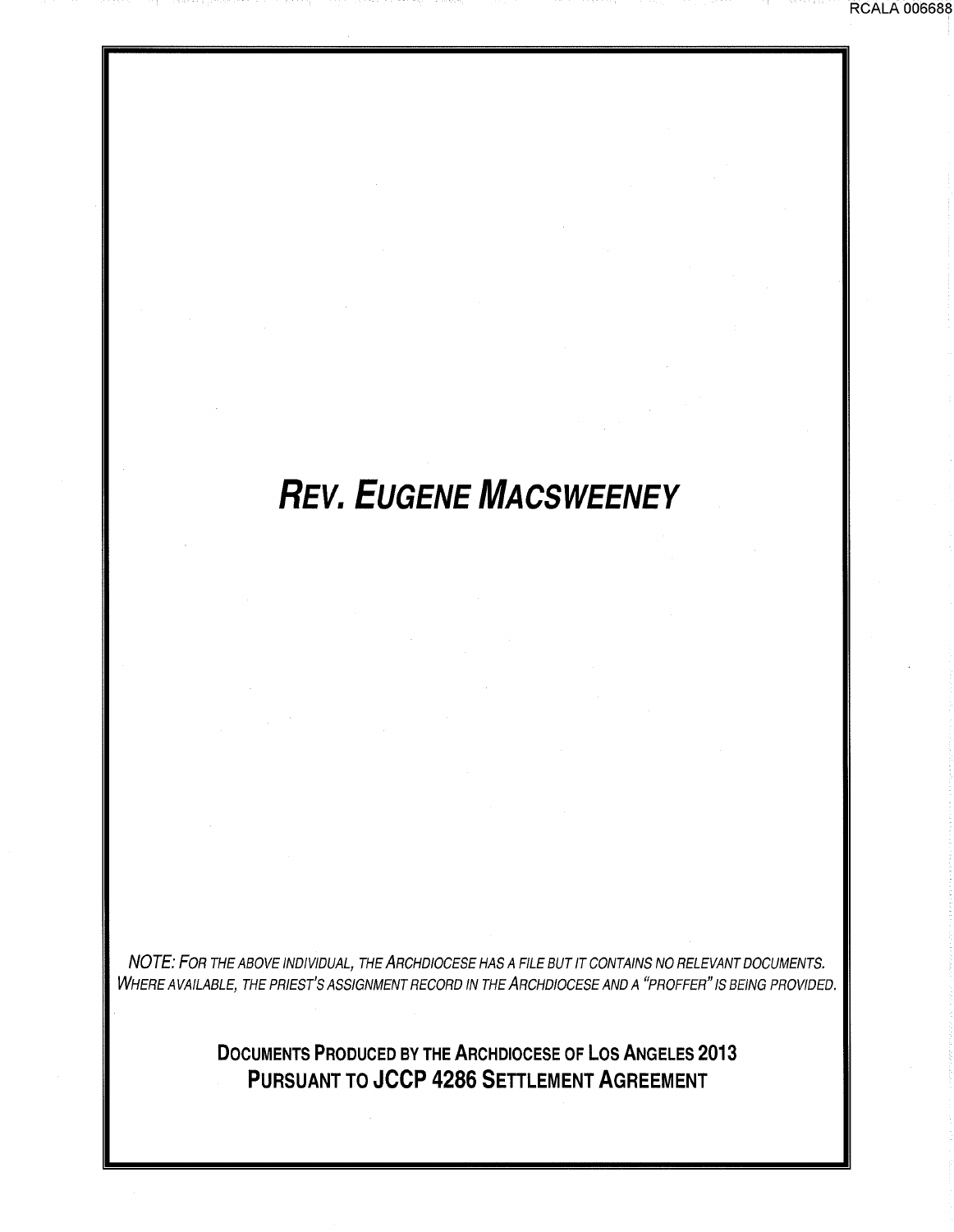# *Rev. Eugene MacSweeney*

*NOTE: For the above individual, the Archdiocese has a file but it contains no relevant documents. Where available, the priest's assignment record in the Archdiocese and a "proffer" is being provided.*

**Documents Produced by the Archdiocese of Los Angeles 2013**
**Pursuant to JCCP 4286 Settlement Agreement**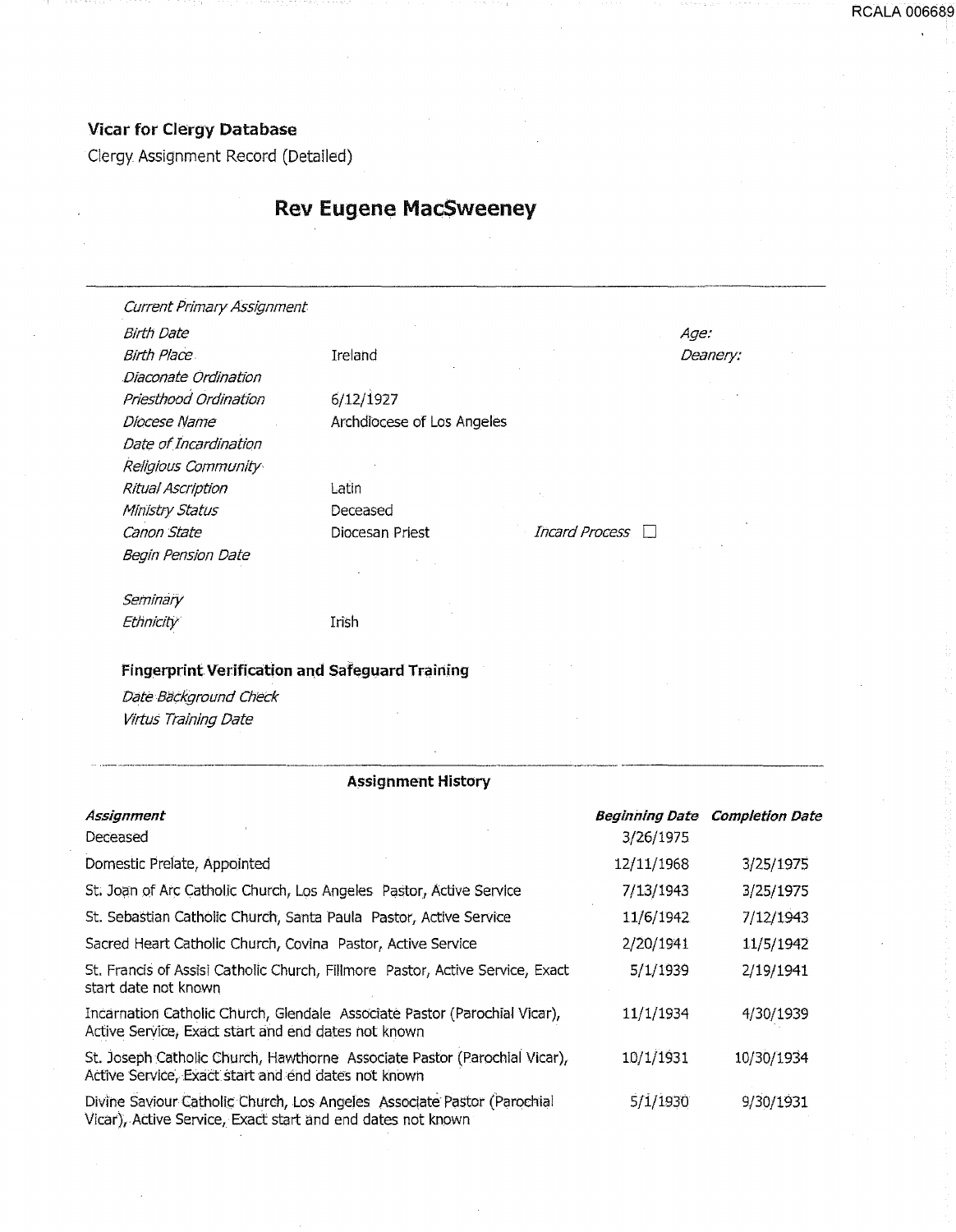**Vicar for Clergy Database**

Clergy Assignment Record (Detailed)

# Rev Eugene MacSweeney

| | | | |
|---|---|---|---|
| *Current Primary Assignment* | | | |
| *Birth Date* | | *Age:* | |
| *Birth Place* | Ireland | *Deanery:* | |
| *Diaconate Ordination* | | | |
| *Priesthood Ordination* | 6/12/1927 | | |
| *Diocese Name* | Archdiocese of Los Angeles | | |
| *Date of Incardination* | | | |
| *Religious Community* | | | |
| *Ritual Ascription* | Latin | | |
| *Ministry Status* | Deceased | | |
| *Canon State* | Diocesan Priest | *Incard Process* ☐ | |
| *Begin Pension Date* | | | |
| *Seminary* | | | |
| *Ethnicity* | Irish | | |

**Fingerprint Verification and Safeguard Training**

*Date Background Check*

*Virtus Training Date*

**Assignment History**

| ***Assignment*** | ***Beginning Date*** | ***Completion Date*** |
|---|---|---|
| Deceased | 3/26/1975 | |
| Domestic Prelate, Appointed | 12/11/1968 | 3/25/1975 |
| St. Joan of Arc Catholic Church, Los Angeles Pastor, Active Service | 7/13/1943 | 3/25/1975 |
| St. Sebastian Catholic Church, Santa Paula Pastor, Active Service | 11/6/1942 | 7/12/1943 |
| Sacred Heart Catholic Church, Covina Pastor, Active Service | 2/20/1941 | 11/5/1942 |
| St. Francis of Assisi Catholic Church, Fillmore Pastor, Active Service, Exact start date not known | 5/1/1939 | 2/19/1941 |
| Incarnation Catholic Church, Glendale Associate Pastor (Parochial Vicar), Active Service, Exact start and end dates not known | 11/1/1934 | 4/30/1939 |
| St. Joseph Catholic Church, Hawthorne Associate Pastor (Parochial Vicar), Active Service, Exact start and end dates not known | 10/1/1931 | 10/30/1934 |
| Divine Saviour Catholic Church, Los Angeles Associate Pastor (Parochial Vicar), Active Service, Exact start and end dates not known | 5/1/1930 | 9/30/1931 |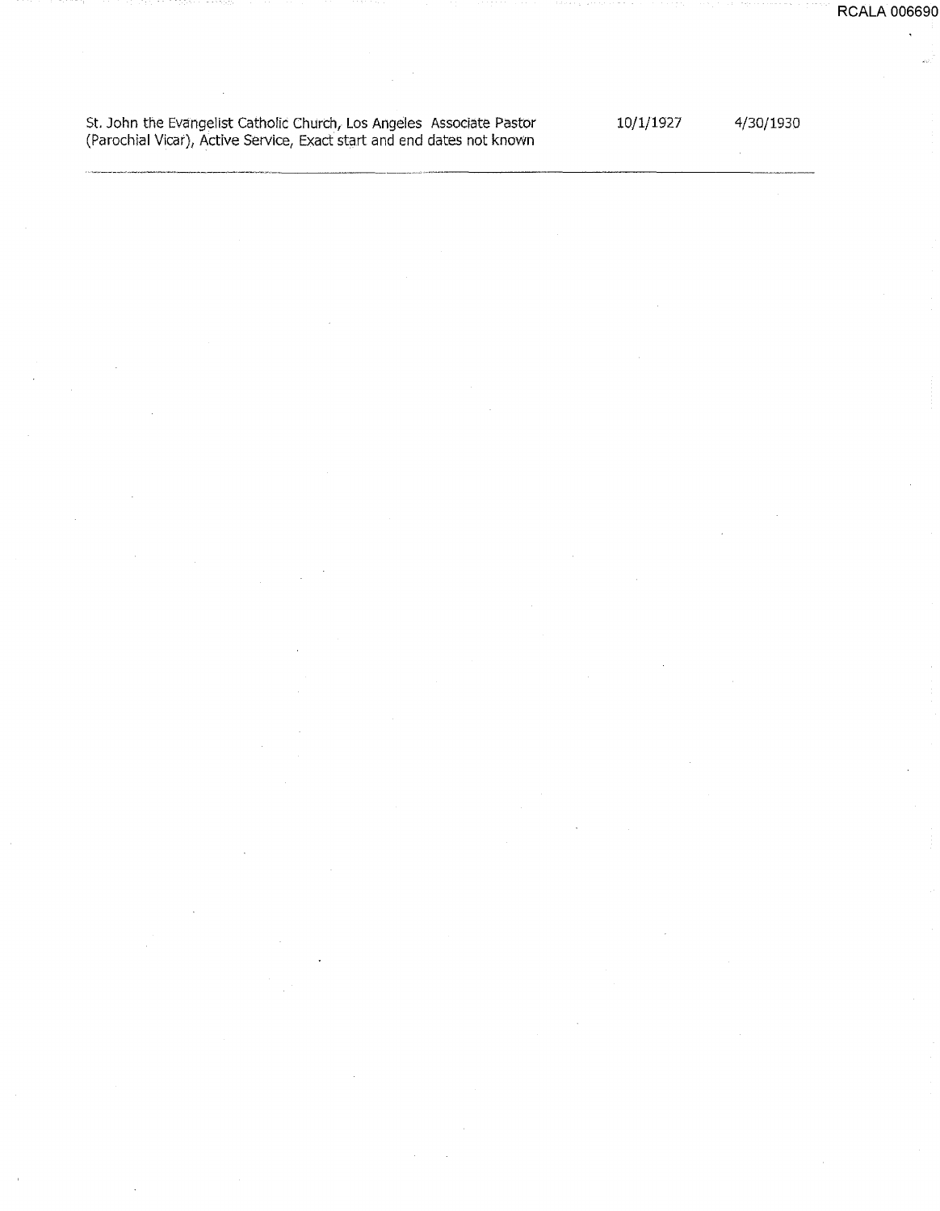| | | |
|---|---|---|
| St. John the Evangelist Catholic Church, Los Angeles Associate Pastor (Parochial Vicar), Active Service, Exact start and end dates not known | 10/1/1927 | 4/30/1930 |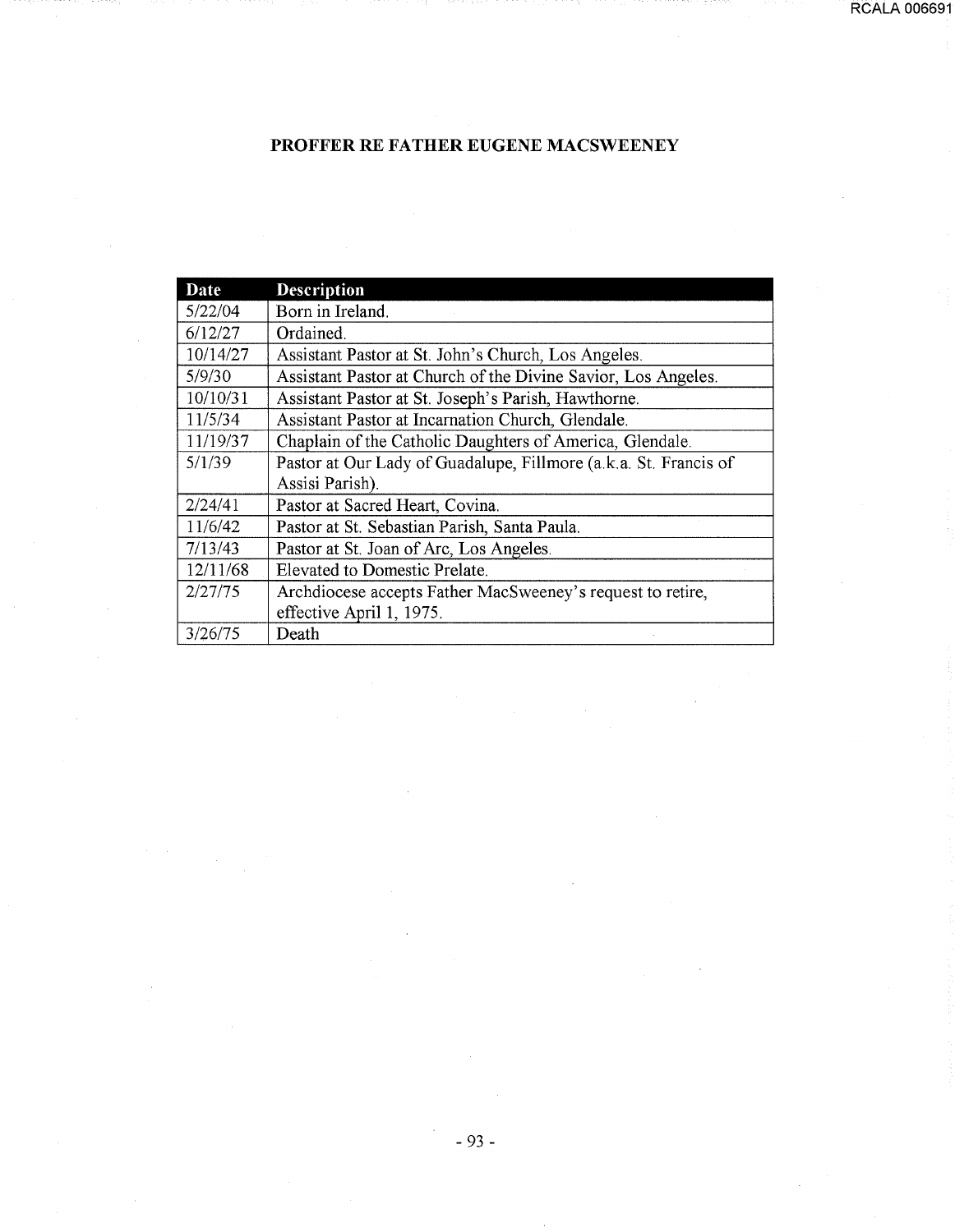**PROFFER RE FATHER EUGENE MACSWEENEY**

| Date | Description |
|---|---|
| 5/22/04 | Born in Ireland. |
| 6/12/27 | Ordained. |
| 10/14/27 | Assistant Pastor at St. John's Church, Los Angeles. |
| 5/9/30 | Assistant Pastor at Church of the Divine Savior, Los Angeles. |
| 10/10/31 | Assistant Pastor at St. Joseph's Parish, Hawthorne. |
| 11/5/34 | Assistant Pastor at Incarnation Church, Glendale. |
| 11/19/37 | Chaplain of the Catholic Daughters of America, Glendale. |
| 5/1/39 | Pastor at Our Lady of Guadalupe, Fillmore (a.k.a. St. Francis of Assisi Parish). |
| 2/24/41 | Pastor at Sacred Heart, Covina. |
| 11/6/42 | Pastor at St. Sebastian Parish, Santa Paula. |
| 7/13/43 | Pastor at St. Joan of Arc, Los Angeles. |
| 12/11/68 | Elevated to Domestic Prelate. |
| 2/27/75 | Archdiocese accepts Father MacSweeney's request to retire, effective April 1, 1975. |
| 3/26/75 | Death |